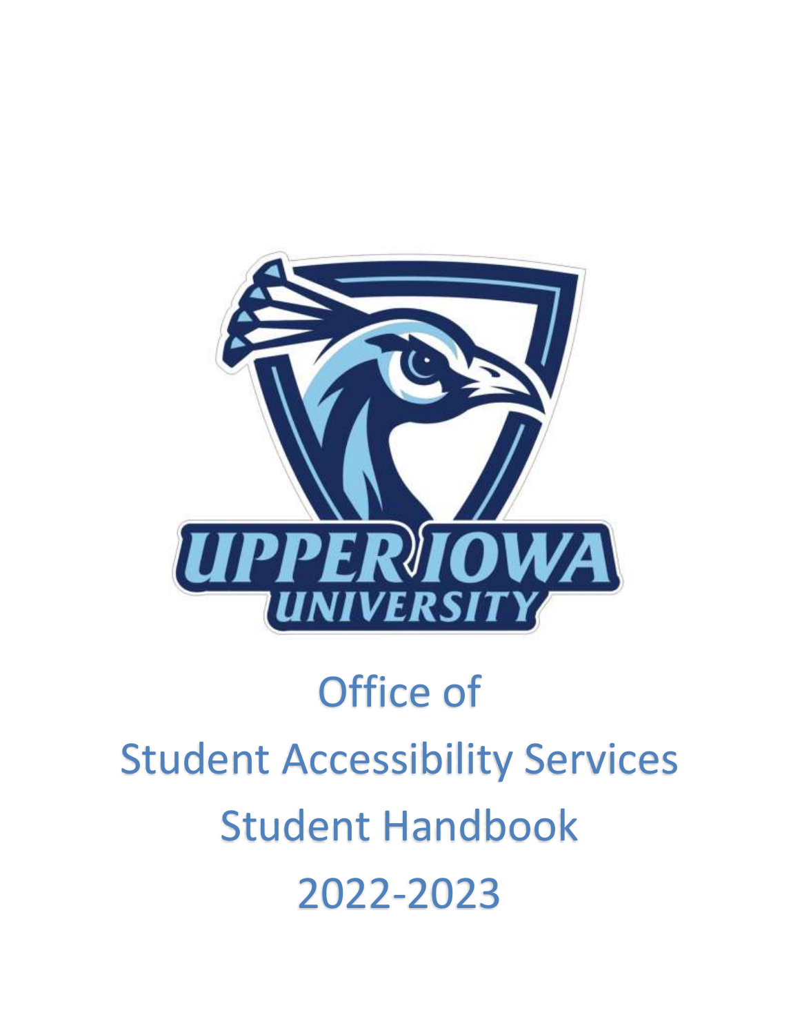# Office of Student Accessibility Services Student Handbook 2022-2023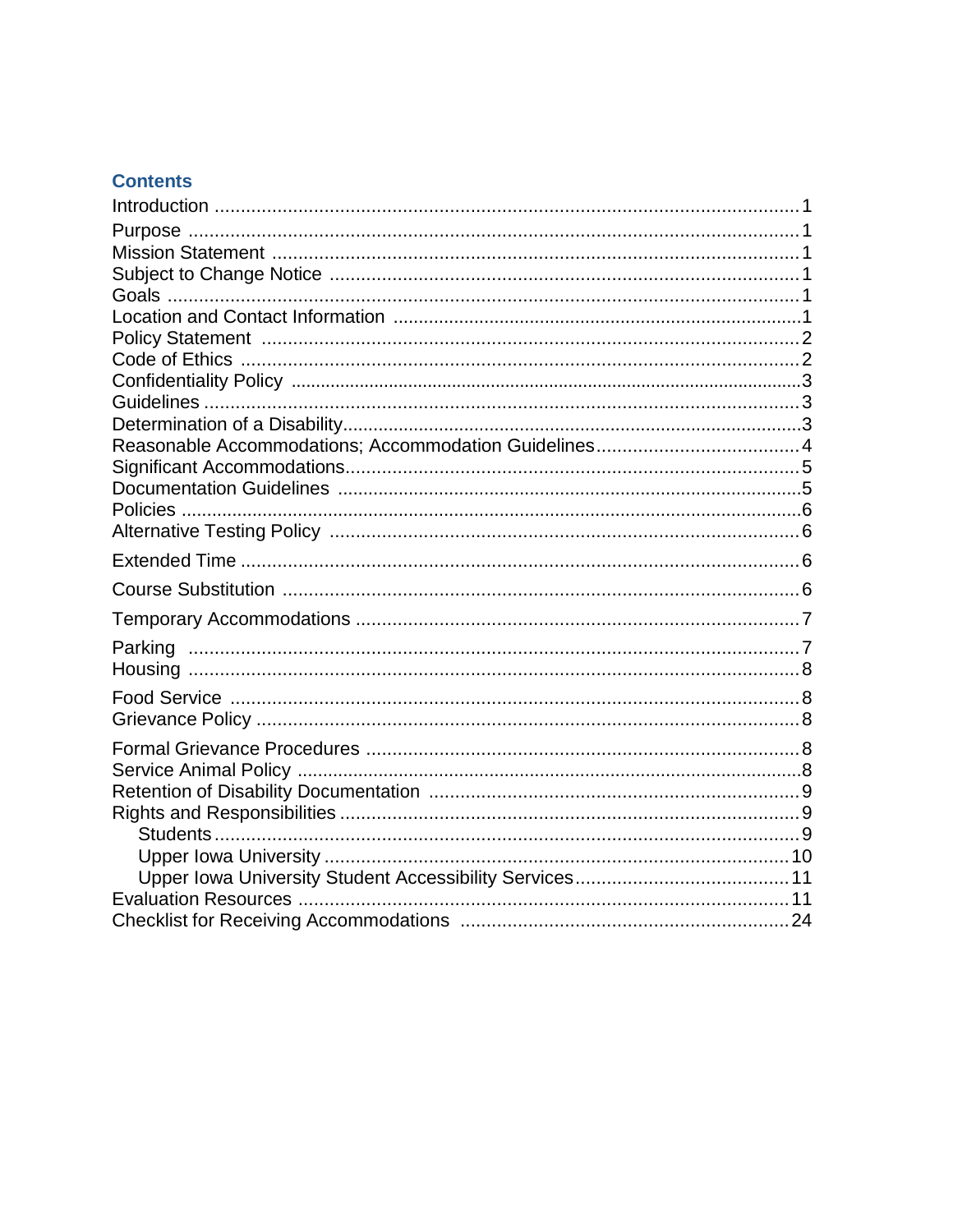## Contents

| | |
|---|---|
| Introduction | 1 |
| Purpose | 1 |
| Mission Statement | 1 |
| Subject to Change Notice | 1 |
| Goals | 1 |
| Location and Contact Information | 1 |
| Policy Statement | 2 |
| Code of Ethics | 2 |
| Confidentiality Policy | 3 |
| Guidelines | 3 |
| Determination of a Disability | 3 |
| Reasonable Accommodations; Accommodation Guidelines | 4 |
| Significant Accommodations | 5 |
| Documentation Guidelines | 5 |
| Policies | 6 |
| Alternative Testing Policy | 6 |
| Extended Time | 6 |
| Course Substitution | 6 |
| Temporary Accommodations | 7 |
| Parking | 7 |
| Housing | 8 |
| Food Service | 8 |
| Grievance Policy | 8 |
| Formal Grievance Procedures | 8 |
| Service Animal Policy | 8 |
| Retention of Disability Documentation | 9 |
| Rights and Responsibilities | 9 |
| &nbsp;&nbsp;&nbsp;&nbsp;Students | 9 |
| &nbsp;&nbsp;&nbsp;&nbsp;Upper Iowa University | 10 |
| &nbsp;&nbsp;&nbsp;&nbsp;Upper Iowa University Student Accessibility Services | 11 |
| Evaluation Resources | 11 |
| Checklist for Receiving Accommodations | 24 |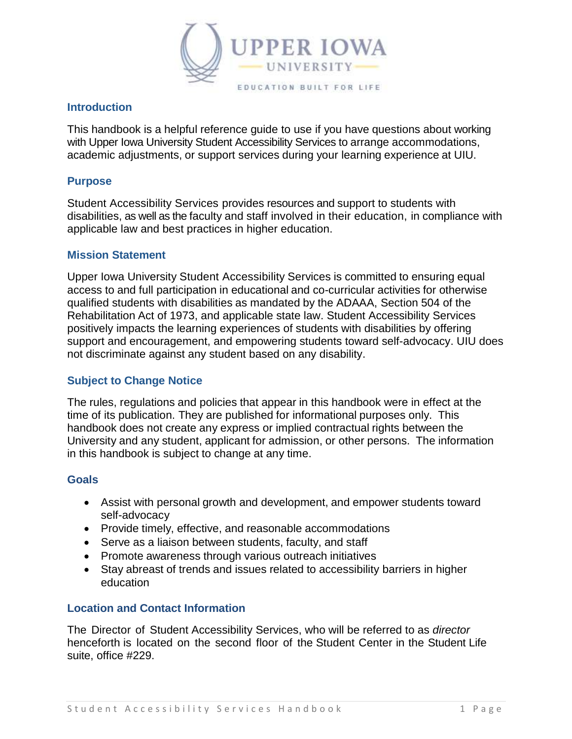## Introduction

This handbook is a helpful reference guide to use if you have questions about working with Upper Iowa University Student Accessibility Services to arrange accommodations, academic adjustments, or support services during your learning experience at UIU.

## Purpose

Student Accessibility Services provides resources and support to students with disabilities, as well as the faculty and staff involved in their education, in compliance with applicable law and best practices in higher education.

## Mission Statement

Upper Iowa University Student Accessibility Services is committed to ensuring equal access to and full participation in educational and co-curricular activities for otherwise qualified students with disabilities as mandated by the ADAAA, Section 504 of the Rehabilitation Act of 1973, and applicable state law. Student Accessibility Services positively impacts the learning experiences of students with disabilities by offering support and encouragement, and empowering students toward self-advocacy. UIU does not discriminate against any student based on any disability.

## Subject to Change Notice

The rules, regulations and policies that appear in this handbook were in effect at the time of its publication. They are published for informational purposes only. This handbook does not create any express or implied contractual rights between the University and any student, applicant for admission, or other persons. The information in this handbook is subject to change at any time.

## Goals

- Assist with personal growth and development, and empower students toward self-advocacy
- Provide timely, effective, and reasonable accommodations
- Serve as a liaison between students, faculty, and staff
- Promote awareness through various outreach initiatives
- Stay abreast of trends and issues related to accessibility barriers in higher education

## Location and Contact Information

The Director of Student Accessibility Services, who will be referred to as *director* henceforth is located on the second floor of the Student Center in the Student Life suite, office #229.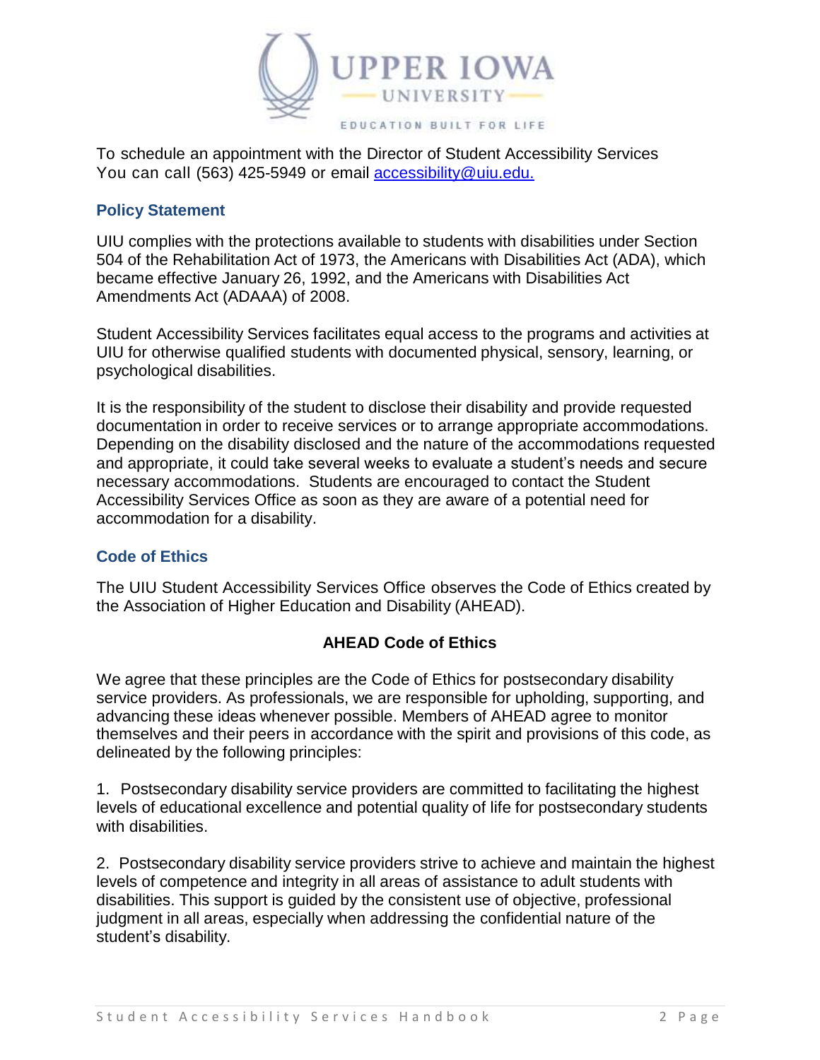To schedule an appointment with the Director of Student Accessibility Services You can call (563) 425-5949 or email [accessibility@uiu.edu.](mailto:accessibility@uiu.edu)

## Policy Statement

UIU complies with the protections available to students with disabilities under Section 504 of the Rehabilitation Act of 1973, the Americans with Disabilities Act (ADA), which became effective January 26, 1992, and the Americans with Disabilities Act Amendments Act (ADAAA) of 2008.

Student Accessibility Services facilitates equal access to the programs and activities at UIU for otherwise qualified students with documented physical, sensory, learning, or psychological disabilities.

It is the responsibility of the student to disclose their disability and provide requested documentation in order to receive services or to arrange appropriate accommodations. Depending on the disability disclosed and the nature of the accommodations requested and appropriate, it could take several weeks to evaluate a student's needs and secure necessary accommodations. Students are encouraged to contact the Student Accessibility Services Office as soon as they are aware of a potential need for accommodation for a disability.

## Code of Ethics

The UIU Student Accessibility Services Office observes the Code of Ethics created by the Association of Higher Education and Disability (AHEAD).

**AHEAD Code of Ethics**

We agree that these principles are the Code of Ethics for postsecondary disability service providers. As professionals, we are responsible for upholding, supporting, and advancing these ideas whenever possible. Members of AHEAD agree to monitor themselves and their peers in accordance with the spirit and provisions of this code, as delineated by the following principles:

1. Postsecondary disability service providers are committed to facilitating the highest levels of educational excellence and potential quality of life for postsecondary students with disabilities.

2. Postsecondary disability service providers strive to achieve and maintain the highest levels of competence and integrity in all areas of assistance to adult students with disabilities. This support is guided by the consistent use of objective, professional judgment in all areas, especially when addressing the confidential nature of the student's disability.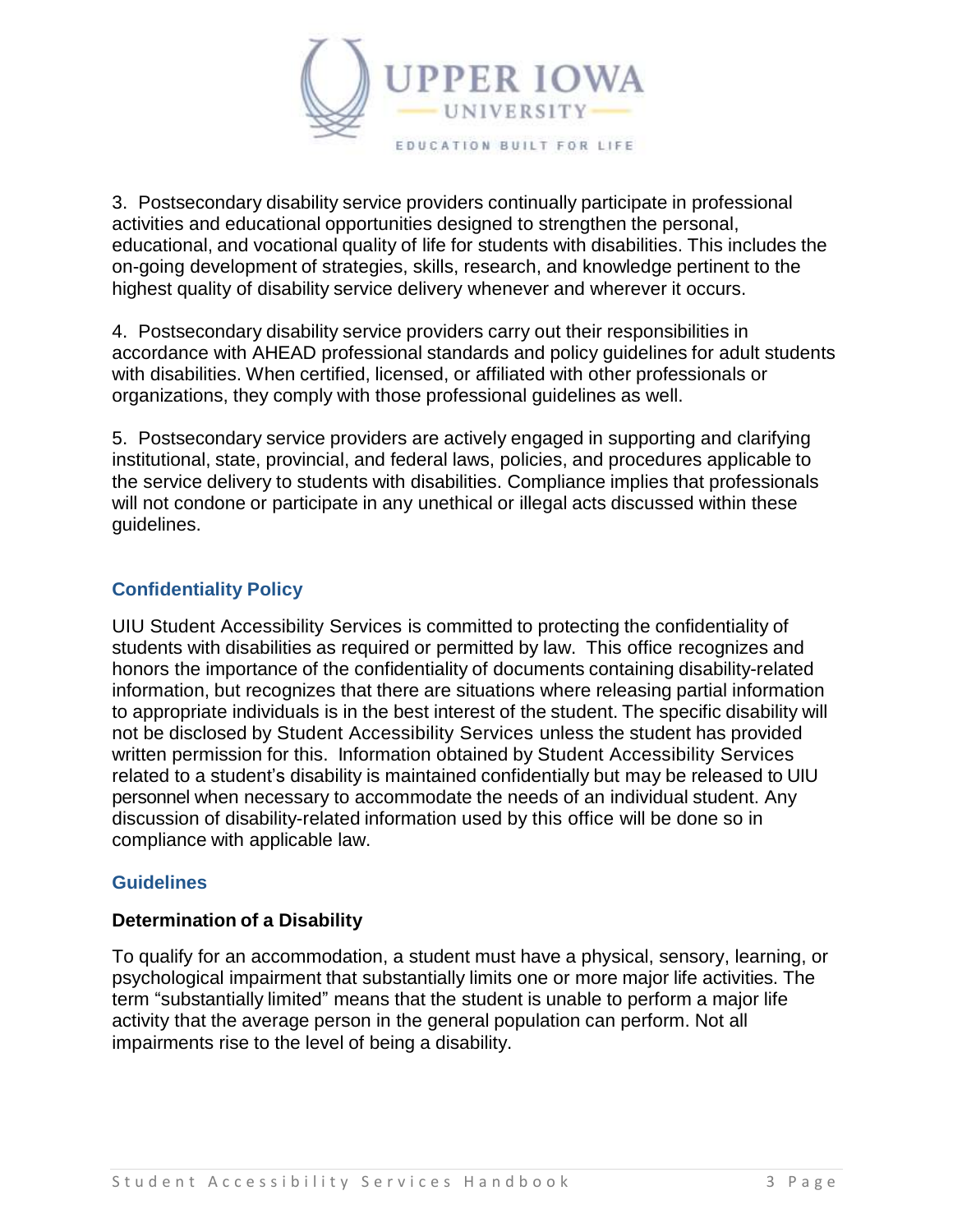3. Postsecondary disability service providers continually participate in professional activities and educational opportunities designed to strengthen the personal, educational, and vocational quality of life for students with disabilities. This includes the on-going development of strategies, skills, research, and knowledge pertinent to the highest quality of disability service delivery whenever and wherever it occurs.

4. Postsecondary disability service providers carry out their responsibilities in accordance with AHEAD professional standards and policy guidelines for adult students with disabilities. When certified, licensed, or affiliated with other professionals or organizations, they comply with those professional guidelines as well.

5. Postsecondary service providers are actively engaged in supporting and clarifying institutional, state, provincial, and federal laws, policies, and procedures applicable to the service delivery to students with disabilities. Compliance implies that professionals will not condone or participate in any unethical or illegal acts discussed within these guidelines.

## Confidentiality Policy

UIU Student Accessibility Services is committed to protecting the confidentiality of students with disabilities as required or permitted by law. This office recognizes and honors the importance of the confidentiality of documents containing disability-related information, but recognizes that there are situations where releasing partial information to appropriate individuals is in the best interest of the student. The specific disability will not be disclosed by Student Accessibility Services unless the student has provided written permission for this. Information obtained by Student Accessibility Services related to a student's disability is maintained confidentially but may be released to UIU personnel when necessary to accommodate the needs of an individual student. Any discussion of disability-related information used by this office will be done so in compliance with applicable law.

## Guidelines

### Determination of a Disability

To qualify for an accommodation, a student must have a physical, sensory, learning, or psychological impairment that substantially limits one or more major life activities. The term "substantially limited" means that the student is unable to perform a major life activity that the average person in the general population can perform. Not all impairments rise to the level of being a disability.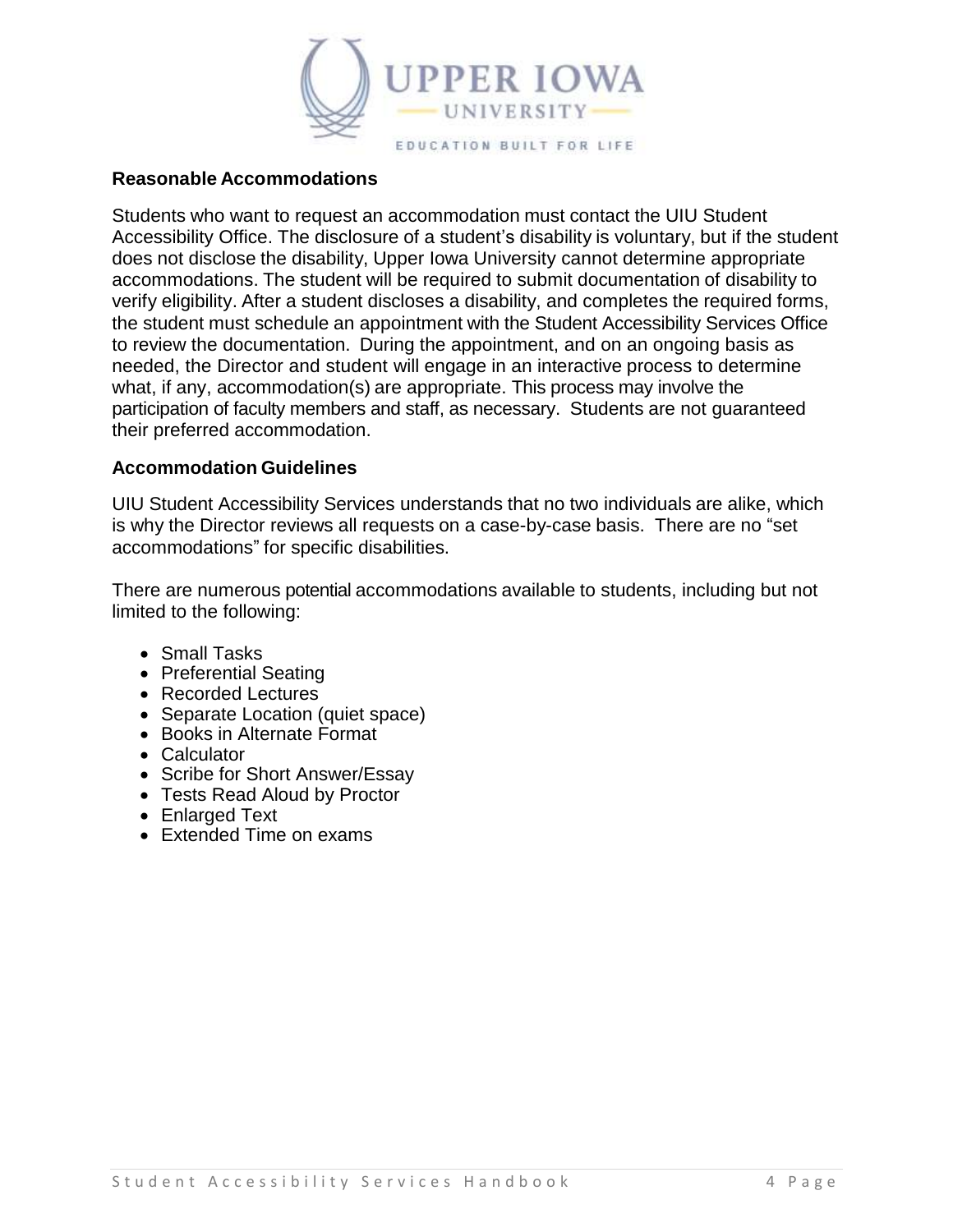## Reasonable Accommodations

Students who want to request an accommodation must contact the UIU Student Accessibility Office. The disclosure of a student's disability is voluntary, but if the student does not disclose the disability, Upper Iowa University cannot determine appropriate accommodations. The student will be required to submit documentation of disability to verify eligibility. After a student discloses a disability, and completes the required forms, the student must schedule an appointment with the Student Accessibility Services Office to review the documentation. During the appointment, and on an ongoing basis as needed, the Director and student will engage in an interactive process to determine what, if any, accommodation(s) are appropriate. This process may involve the participation of faculty members and staff, as necessary. Students are not guaranteed their preferred accommodation.

## Accommodation Guidelines

UIU Student Accessibility Services understands that no two individuals are alike, which is why the Director reviews all requests on a case-by-case basis. There are no "set accommodations" for specific disabilities.

There are numerous potential accommodations available to students, including but not limited to the following:

- Small Tasks
- Preferential Seating
- Recorded Lectures
- Separate Location (quiet space)
- Books in Alternate Format
- Calculator
- Scribe for Short Answer/Essay
- Tests Read Aloud by Proctor
- Enlarged Text
- Extended Time on exams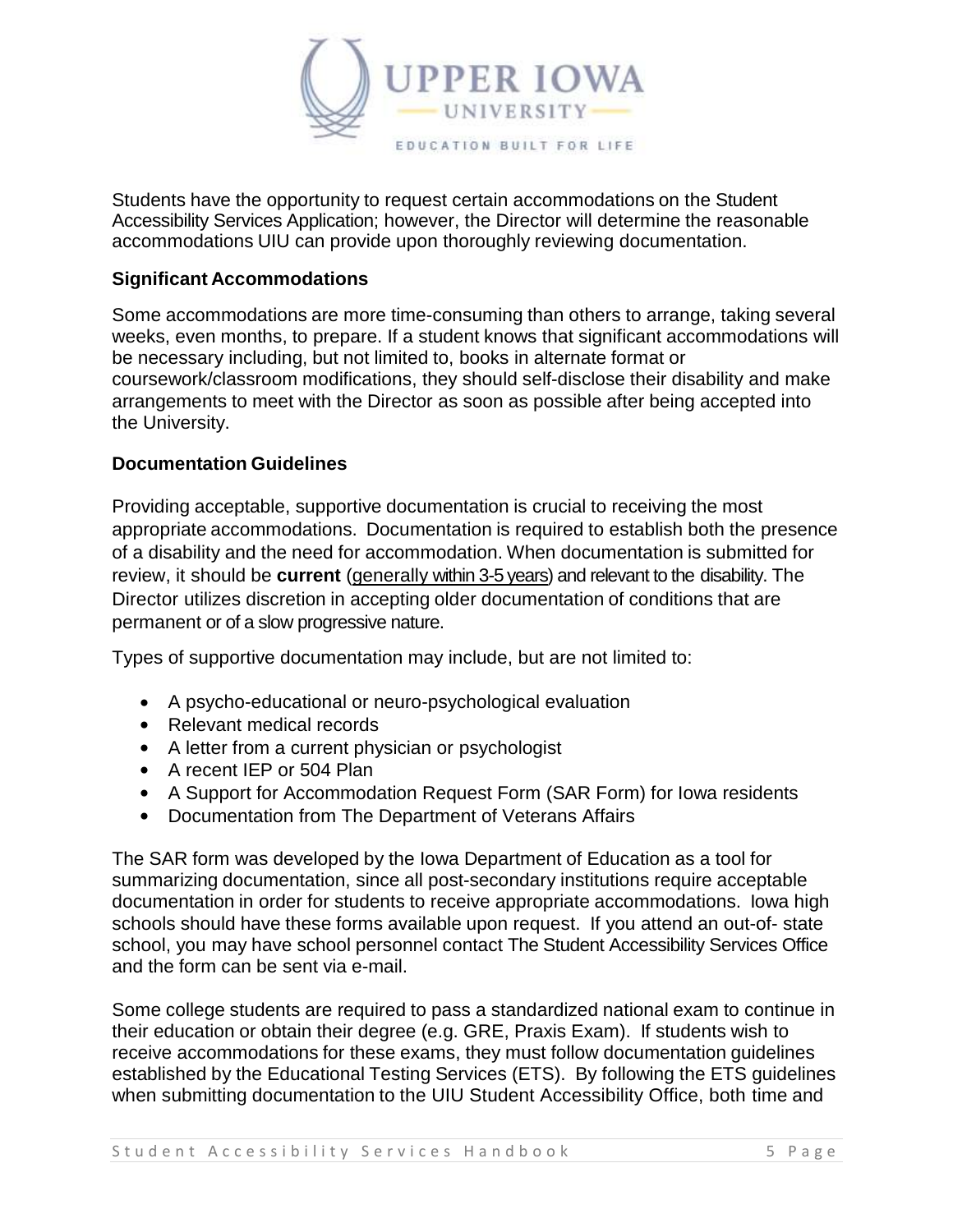Students have the opportunity to request certain accommodations on the Student Accessibility Services Application; however, the Director will determine the reasonable accommodations UIU can provide upon thoroughly reviewing documentation.

**Significant Accommodations**

Some accommodations are more time-consuming than others to arrange, taking several weeks, even months, to prepare. If a student knows that significant accommodations will be necessary including, but not limited to, books in alternate format or coursework/classroom modifications, they should self-disclose their disability and make arrangements to meet with the Director as soon as possible after being accepted into the University.

**Documentation Guidelines**

Providing acceptable, supportive documentation is crucial to receiving the most appropriate accommodations. Documentation is required to establish both the presence of a disability and the need for accommodation. When documentation is submitted for review, it should be **current** (generally within 3-5 years) and relevant to the disability. The Director utilizes discretion in accepting older documentation of conditions that are permanent or of a slow progressive nature.

Types of supportive documentation may include, but are not limited to:

- A psycho-educational or neuro-psychological evaluation
- Relevant medical records
- A letter from a current physician or psychologist
- A recent IEP or 504 Plan
- A Support for Accommodation Request Form (SAR Form) for Iowa residents
- Documentation from The Department of Veterans Affairs

The SAR form was developed by the Iowa Department of Education as a tool for summarizing documentation, since all post-secondary institutions require acceptable documentation in order for students to receive appropriate accommodations. Iowa high schools should have these forms available upon request. If you attend an out-of- state school, you may have school personnel contact The Student Accessibility Services Office and the form can be sent via e-mail.

Some college students are required to pass a standardized national exam to continue in their education or obtain their degree (e.g. GRE, Praxis Exam). If students wish to receive accommodations for these exams, they must follow documentation guidelines established by the Educational Testing Services (ETS). By following the ETS guidelines when submitting documentation to the UIU Student Accessibility Office, both time and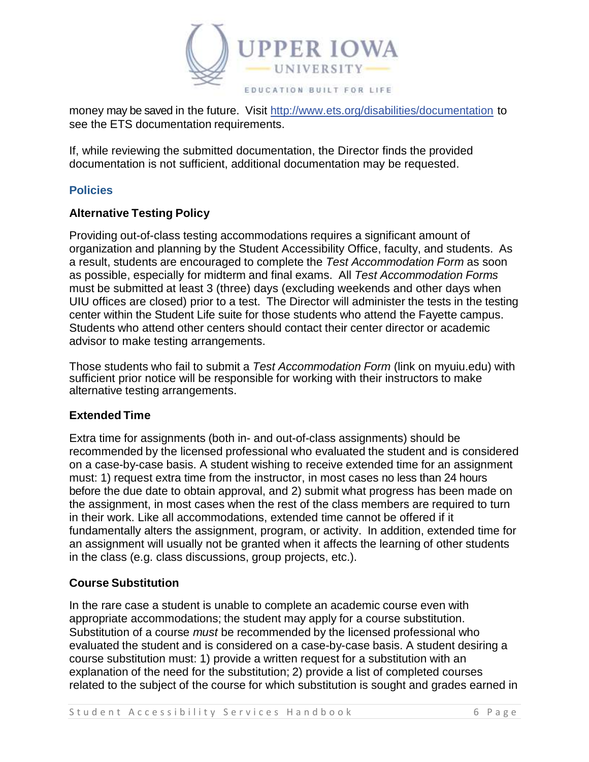money may be saved in the future. Visit http://www.ets.org/disabilities/documentation to see the ETS documentation requirements.

If, while reviewing the submitted documentation, the Director finds the provided documentation is not sufficient, additional documentation may be requested.

## Policies

### Alternative Testing Policy

Providing out-of-class testing accommodations requires a significant amount of organization and planning by the Student Accessibility Office, faculty, and students. As a result, students are encouraged to complete the *Test Accommodation Form* as soon as possible, especially for midterm and final exams. All *Test Accommodation Forms* must be submitted at least 3 (three) days (excluding weekends and other days when UIU offices are closed) prior to a test. The Director will administer the tests in the testing center within the Student Life suite for those students who attend the Fayette campus. Students who attend other centers should contact their center director or academic advisor to make testing arrangements.

Those students who fail to submit a *Test Accommodation Form* (link on myuiu.edu) with sufficient prior notice will be responsible for working with their instructors to make alternative testing arrangements.

### Extended Time

Extra time for assignments (both in- and out-of-class assignments) should be recommended by the licensed professional who evaluated the student and is considered on a case-by-case basis. A student wishing to receive extended time for an assignment must: 1) request extra time from the instructor, in most cases no less than 24 hours before the due date to obtain approval, and 2) submit what progress has been made on the assignment, in most cases when the rest of the class members are required to turn in their work. Like all accommodations, extended time cannot be offered if it fundamentally alters the assignment, program, or activity. In addition, extended time for an assignment will usually not be granted when it affects the learning of other students in the class (e.g. class discussions, group projects, etc.).

### Course Substitution

In the rare case a student is unable to complete an academic course even with appropriate accommodations; the student may apply for a course substitution. Substitution of a course *must* be recommended by the licensed professional who evaluated the student and is considered on a case-by-case basis. A student desiring a course substitution must: 1) provide a written request for a substitution with an explanation of the need for the substitution; 2) provide a list of completed courses related to the subject of the course for which substitution is sought and grades earned in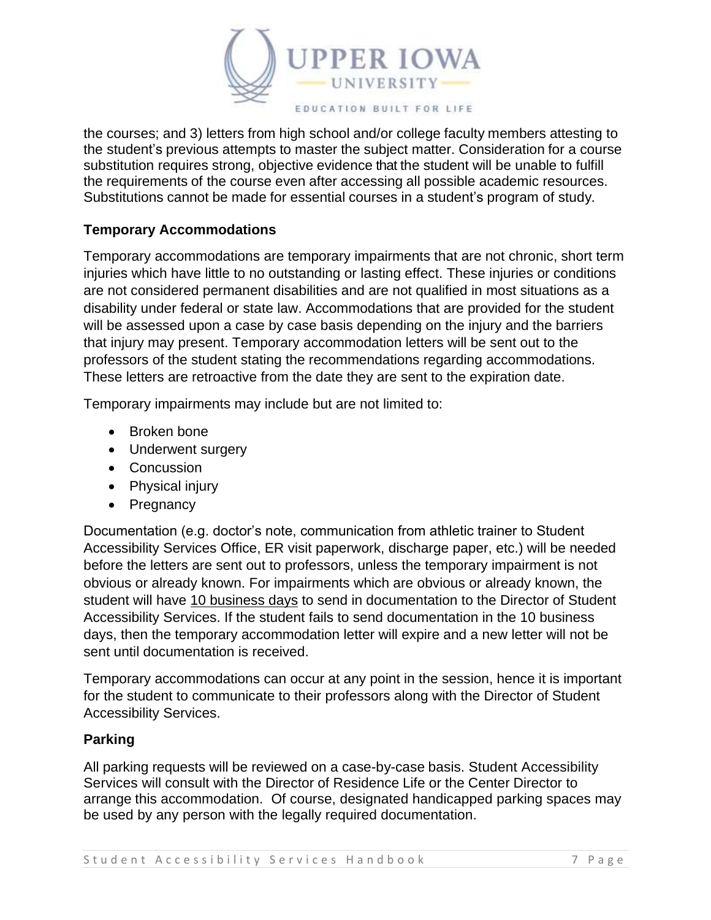the courses; and 3) letters from high school and/or college faculty members attesting to the student's previous attempts to master the subject matter. Consideration for a course substitution requires strong, objective evidence that the student will be unable to fulfill the requirements of the course even after accessing all possible academic resources. Substitutions cannot be made for essential courses in a student's program of study.

**Temporary Accommodations**

Temporary accommodations are temporary impairments that are not chronic, short term injuries which have little to no outstanding or lasting effect. These injuries or conditions are not considered permanent disabilities and are not qualified in most situations as a disability under federal or state law. Accommodations that are provided for the student will be assessed upon a case by case basis depending on the injury and the barriers that injury may present. Temporary accommodation letters will be sent out to the professors of the student stating the recommendations regarding accommodations. These letters are retroactive from the date they are sent to the expiration date.

Temporary impairments may include but are not limited to:

- Broken bone
- Underwent surgery
- Concussion
- Physical injury
- Pregnancy

Documentation (e.g. doctor's note, communication from athletic trainer to Student Accessibility Services Office, ER visit paperwork, discharge paper, etc.) will be needed before the letters are sent out to professors, unless the temporary impairment is not obvious or already known. For impairments which are obvious or already known, the student will have 10 business days to send in documentation to the Director of Student Accessibility Services. If the student fails to send documentation in the 10 business days, then the temporary accommodation letter will expire and a new letter will not be sent until documentation is received.

Temporary accommodations can occur at any point in the session, hence it is important for the student to communicate to their professors along with the Director of Student Accessibility Services.

**Parking**

All parking requests will be reviewed on a case-by-case basis. Student Accessibility Services will consult with the Director of Residence Life or the Center Director to arrange this accommodation. Of course, designated handicapped parking spaces may be used by any person with the legally required documentation.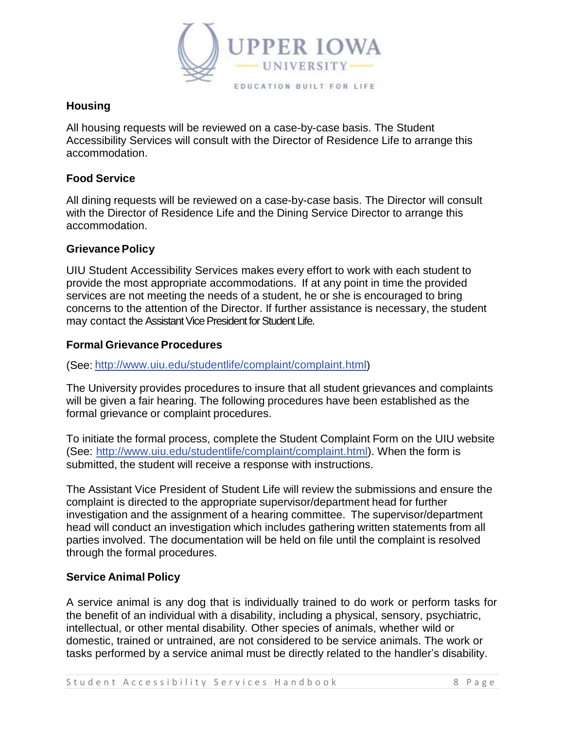## Housing

All housing requests will be reviewed on a case-by-case basis. The Student Accessibility Services will consult with the Director of Residence Life to arrange this accommodation.

## Food Service

All dining requests will be reviewed on a case-by-case basis. The Director will consult with the Director of Residence Life and the Dining Service Director to arrange this accommodation.

## Grievance Policy

UIU Student Accessibility Services makes every effort to work with each student to provide the most appropriate accommodations. If at any point in time the provided services are not meeting the needs of a student, he or she is encouraged to bring concerns to the attention of the Director. If further assistance is necessary, the student may contact the Assistant Vice President for Student Life.

## Formal Grievance Procedures

(See: http://www.uiu.edu/studentlife/complaint/complaint.html)

The University provides procedures to insure that all student grievances and complaints will be given a fair hearing. The following procedures have been established as the formal grievance or complaint procedures.

To initiate the formal process, complete the Student Complaint Form on the UIU website (See: http://www.uiu.edu/studentlife/complaint/complaint.html). When the form is submitted, the student will receive a response with instructions.

The Assistant Vice President of Student Life will review the submissions and ensure the complaint is directed to the appropriate supervisor/department head for further investigation and the assignment of a hearing committee. The supervisor/department head will conduct an investigation which includes gathering written statements from all parties involved. The documentation will be held on file until the complaint is resolved through the formal procedures.

## Service Animal Policy

A service animal is any dog that is individually trained to do work or perform tasks for the benefit of an individual with a disability, including a physical, sensory, psychiatric, intellectual, or other mental disability. Other species of animals, whether wild or domestic, trained or untrained, are not considered to be service animals. The work or tasks performed by a service animal must be directly related to the handler's disability.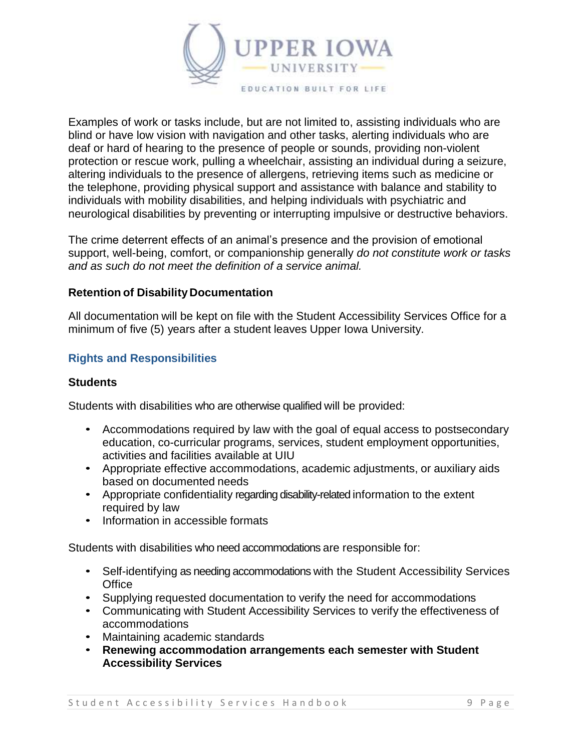Examples of work or tasks include, but are not limited to, assisting individuals who are blind or have low vision with navigation and other tasks, alerting individuals who are deaf or hard of hearing to the presence of people or sounds, providing non-violent protection or rescue work, pulling a wheelchair, assisting an individual during a seizure, altering individuals to the presence of allergens, retrieving items such as medicine or the telephone, providing physical support and assistance with balance and stability to individuals with mobility disabilities, and helping individuals with psychiatric and neurological disabilities by preventing or interrupting impulsive or destructive behaviors.

The crime deterrent effects of an animal's presence and the provision of emotional support, well-being, comfort, or companionship generally *do not constitute work or tasks and as such do not meet the definition of a service animal.*

### Retention of Disability Documentation

All documentation will be kept on file with the Student Accessibility Services Office for a minimum of five (5) years after a student leaves Upper Iowa University.

## Rights and Responsibilities

### Students

Students with disabilities who are otherwise qualified will be provided:

- Accommodations required by law with the goal of equal access to postsecondary education, co-curricular programs, services, student employment opportunities, activities and facilities available at UIU
- Appropriate effective accommodations, academic adjustments, or auxiliary aids based on documented needs
- Appropriate confidentiality regarding disability-related information to the extent required by law
- Information in accessible formats

Students with disabilities who need accommodations are responsible for:

- Self-identifying as needing accommodations with the Student Accessibility Services Office
- Supplying requested documentation to verify the need for accommodations
- Communicating with Student Accessibility Services to verify the effectiveness of accommodations
- Maintaining academic standards
- **Renewing accommodation arrangements each semester with Student Accessibility Services**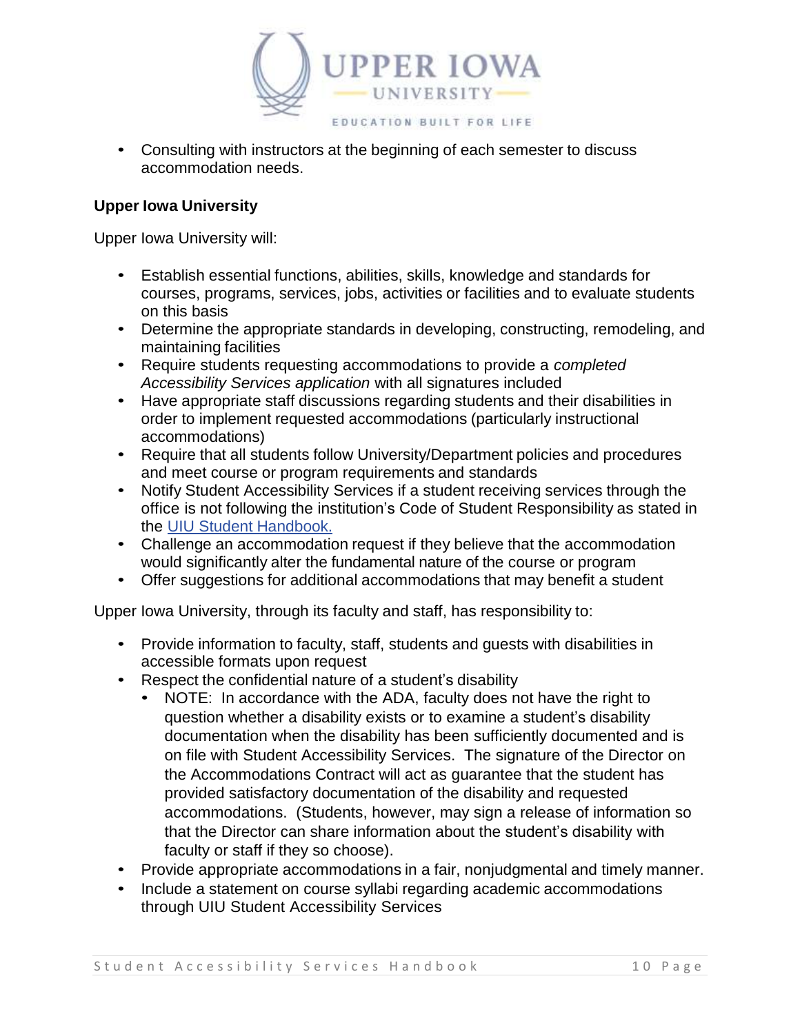- Consulting with instructors at the beginning of each semester to discuss accommodation needs.

**Upper Iowa University**

Upper Iowa University will:

- Establish essential functions, abilities, skills, knowledge and standards for courses, programs, services, jobs, activities or facilities and to evaluate students on this basis
- Determine the appropriate standards in developing, constructing, remodeling, and maintaining facilities
- Require students requesting accommodations to provide a *completed Accessibility Services application* with all signatures included
- Have appropriate staff discussions regarding students and their disabilities in order to implement requested accommodations (particularly instructional accommodations)
- Require that all students follow University/Department policies and procedures and meet course or program requirements and standards
- Notify Student Accessibility Services if a student receiving services through the office is not following the institution's Code of Student Responsibility as stated in the [UIU Student Handbook.]
- Challenge an accommodation request if they believe that the accommodation would significantly alter the fundamental nature of the course or program
- Offer suggestions for additional accommodations that may benefit a student

Upper Iowa University, through its faculty and staff, has responsibility to:

- Provide information to faculty, staff, students and guests with disabilities in accessible formats upon request
- Respect the confidential nature of a student's disability
  - NOTE: In accordance with the ADA, faculty does not have the right to question whether a disability exists or to examine a student's disability documentation when the disability has been sufficiently documented and is on file with Student Accessibility Services. The signature of the Director on the Accommodations Contract will act as guarantee that the student has provided satisfactory documentation of the disability and requested accommodations. (Students, however, may sign a release of information so that the Director can share information about the student's disability with faculty or staff if they so choose).
- Provide appropriate accommodations in a fair, nonjudgmental and timely manner.
- Include a statement on course syllabi regarding academic accommodations through UIU Student Accessibility Services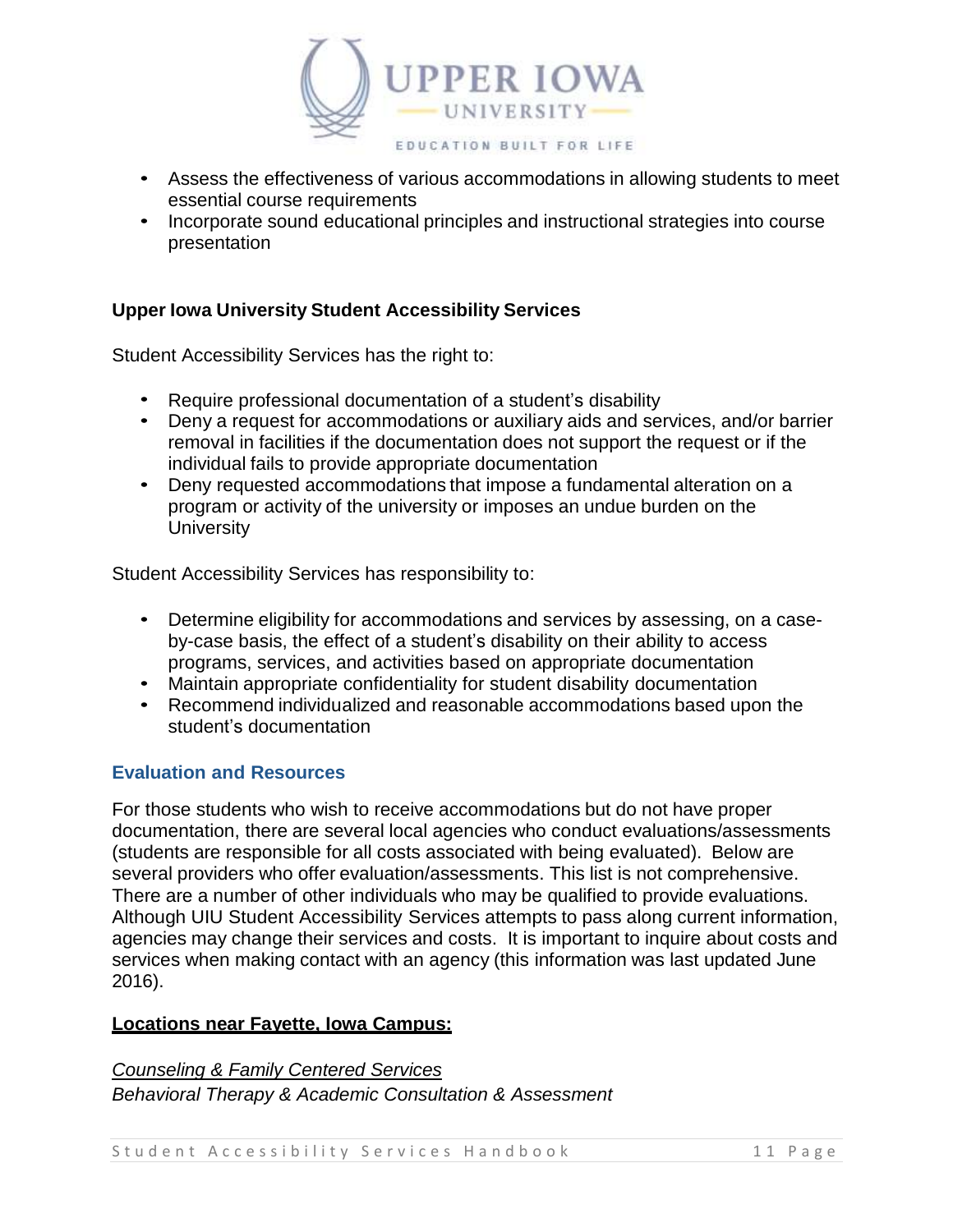- Assess the effectiveness of various accommodations in allowing students to meet essential course requirements
- Incorporate sound educational principles and instructional strategies into course presentation

**Upper Iowa University Student Accessibility Services**

Student Accessibility Services has the right to:

- Require professional documentation of a student's disability
- Deny a request for accommodations or auxiliary aids and services, and/or barrier removal in facilities if the documentation does not support the request or if the individual fails to provide appropriate documentation
- Deny requested accommodations that impose a fundamental alteration on a program or activity of the university or imposes an undue burden on the University

Student Accessibility Services has responsibility to:

- Determine eligibility for accommodations and services by assessing, on a case-by-case basis, the effect of a student's disability on their ability to access programs, services, and activities based on appropriate documentation
- Maintain appropriate confidentiality for student disability documentation
- Recommend individualized and reasonable accommodations based upon the student's documentation

## Evaluation and Resources

For those students who wish to receive accommodations but do not have proper documentation, there are several local agencies who conduct evaluations/assessments (students are responsible for all costs associated with being evaluated). Below are several providers who offer evaluation/assessments. This list is not comprehensive. There are a number of other individuals who may be qualified to provide evaluations. Although UIU Student Accessibility Services attempts to pass along current information, agencies may change their services and costs. It is important to inquire about costs and services when making contact with an agency (this information was last updated June 2016).

**<u>Locations near Fayette, Iowa Campus:</u>**

*<u>Counseling & Family Centered Services</u>*
*Behavioral Therapy & Academic Consultation & Assessment*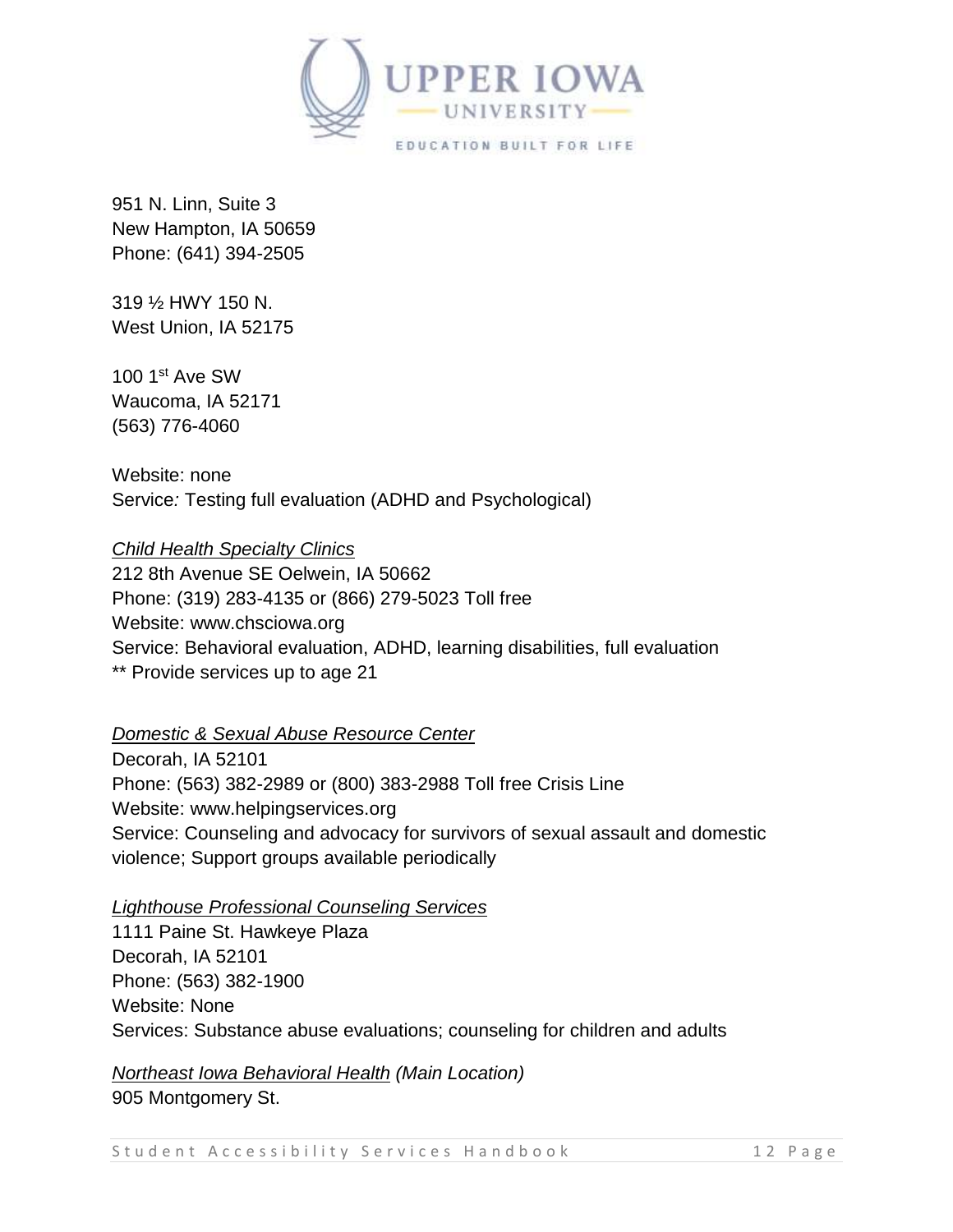951 N. Linn, Suite 3
New Hampton, IA 50659
Phone: (641) 394-2505

319 ½ HWY 150 N.
West Union, IA 52175

100 1st Ave SW
Waucoma, IA 52171
(563) 776-4060

Website: none
Service*:* Testing full evaluation (ADHD and Psychological)

*Child Health Specialty Clinics*
212 8th Avenue SE Oelwein, IA 50662
Phone: (319) 283-4135 or (866) 279-5023 Toll free
Website: www.chsciowa.org
Service: Behavioral evaluation, ADHD, learning disabilities, full evaluation
** Provide services up to age 21

*Domestic & Sexual Abuse Resource Center*
Decorah, IA 52101
Phone: (563) 382-2989 or (800) 383-2988 Toll free Crisis Line
Website: www.helpingservices.org
Service: Counseling and advocacy for survivors of sexual assault and domestic violence; Support groups available periodically

*Lighthouse Professional Counseling Services*
1111 Paine St. Hawkeye Plaza
Decorah, IA 52101
Phone: (563) 382-1900
Website: None
Services: Substance abuse evaluations; counseling for children and adults

*Northeast Iowa Behavioral Health (Main Location)*
905 Montgomery St.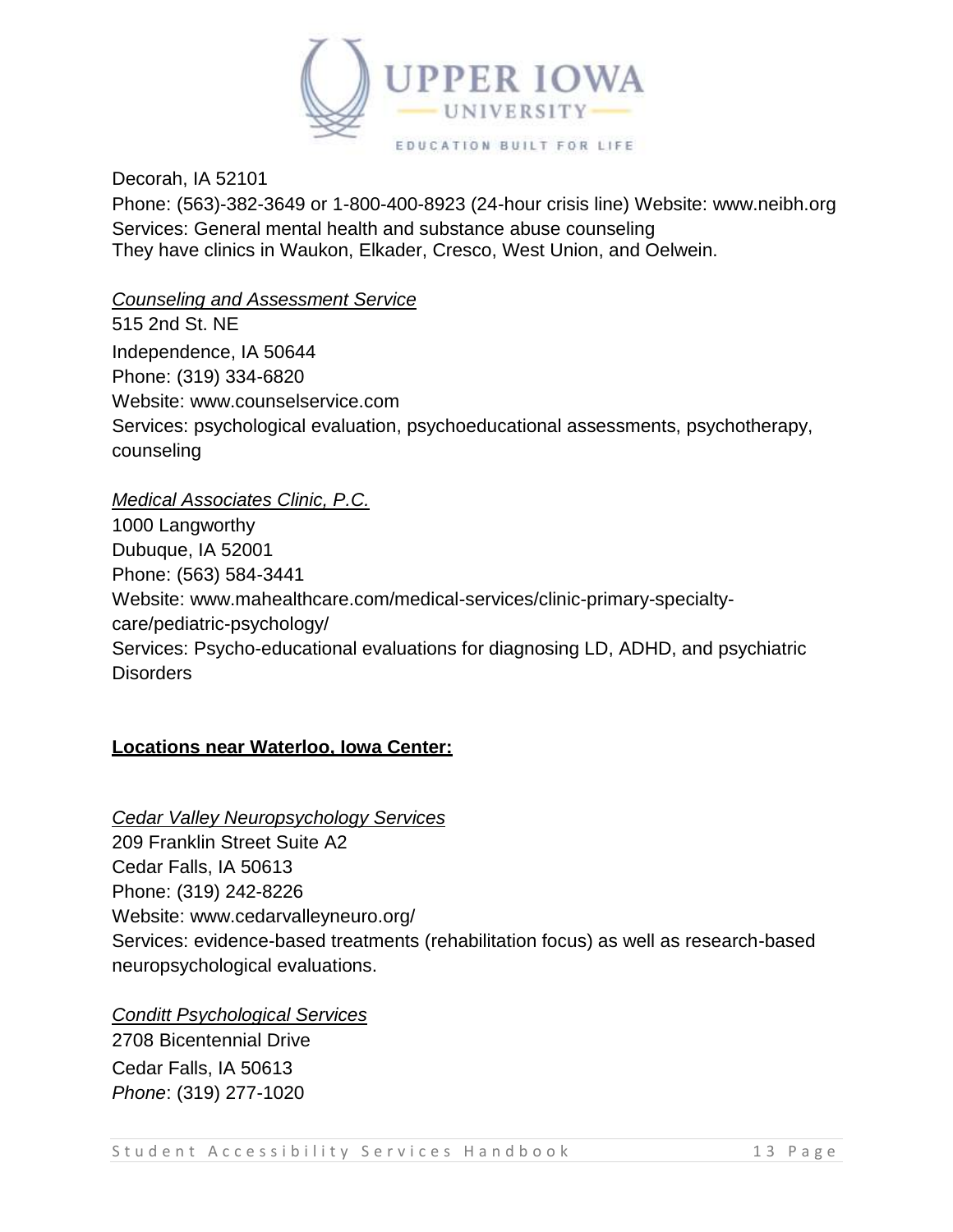Decorah, IA 52101

Phone: (563)-382-3649 or 1-800-400-8923 (24-hour crisis line) Website: www.neibh.org

Services: General mental health and substance abuse counseling

They have clinics in Waukon, Elkader, Cresco, West Union, and Oelwein.

*Counseling and Assessment Service*

515 2nd St. NE

Independence, IA 50644

Phone: (319) 334-6820

Website: www.counselservice.com

Services: psychological evaluation, psychoeducational assessments, psychotherapy, counseling

*Medical Associates Clinic, P.C.*

1000 Langworthy

Dubuque, IA 52001

Phone: (563) 584-3441

Website: www.mahealthcare.com/medical-services/clinic-primary-specialty-care/pediatric-psychology/

Services: Psycho-educational evaluations for diagnosing LD, ADHD, and psychiatric Disorders

**Locations near Waterloo, Iowa Center:**

*Cedar Valley Neuropsychology Services*

209 Franklin Street Suite A2

Cedar Falls, IA 50613

Phone: (319) 242-8226

Website: www.cedarvalleyneuro.org/

Services: evidence-based treatments (rehabilitation focus) as well as research-based neuropsychological evaluations.

*Conditt Psychological Services*

2708 Bicentennial Drive

Cedar Falls, IA 50613

*Phone*: (319) 277-1020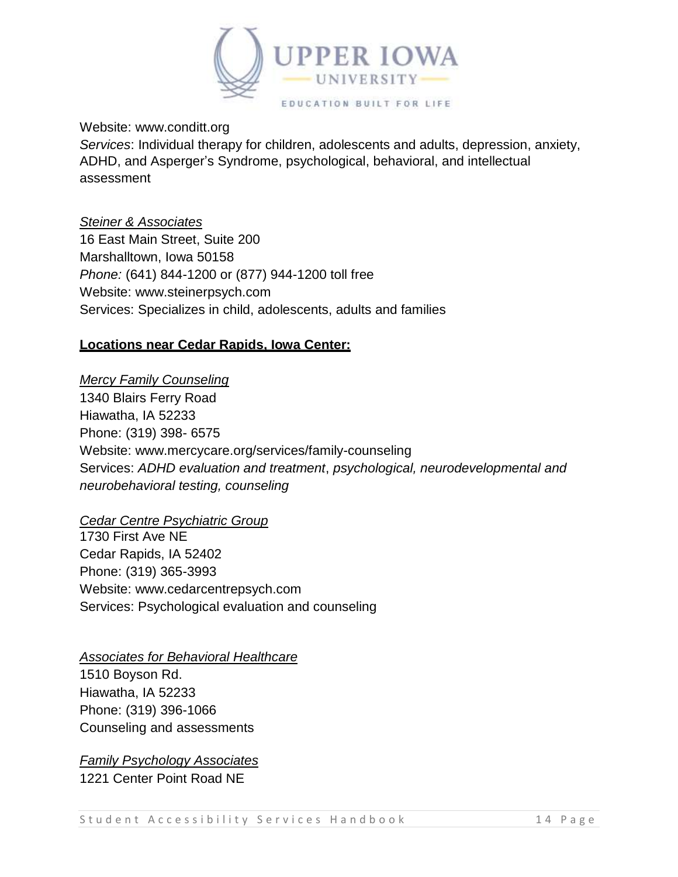Website: www.conditt.org

*Services*: Individual therapy for children, adolescents and adults, depression, anxiety, ADHD, and Asperger's Syndrome, psychological, behavioral, and intellectual assessment

*Steiner & Associates*
16 East Main Street, Suite 200
Marshalltown, Iowa 50158
*Phone:* (641) 844-1200 or (877) 944-1200 toll free
Website: www.steinerpsych.com
Services: Specializes in child, adolescents, adults and families

**Locations near Cedar Rapids, Iowa Center:**

*Mercy Family Counseling*
1340 Blairs Ferry Road
Hiawatha, IA 52233
Phone: (319) 398- 6575
Website: www.mercycare.org/services/family-counseling
Services: *ADHD evaluation and treatment*, *psychological, neurodevelopmental and neurobehavioral testing, counseling*

*Cedar Centre Psychiatric Group*
1730 First Ave NE
Cedar Rapids, IA 52402
Phone: (319) 365-3993
Website: www.cedarcentrepsych.com
Services: Psychological evaluation and counseling

*Associates for Behavioral Healthcare*
1510 Boyson Rd.
Hiawatha, IA 52233
Phone: (319) 396-1066
Counseling and assessments

*Family Psychology Associates*
1221 Center Point Road NE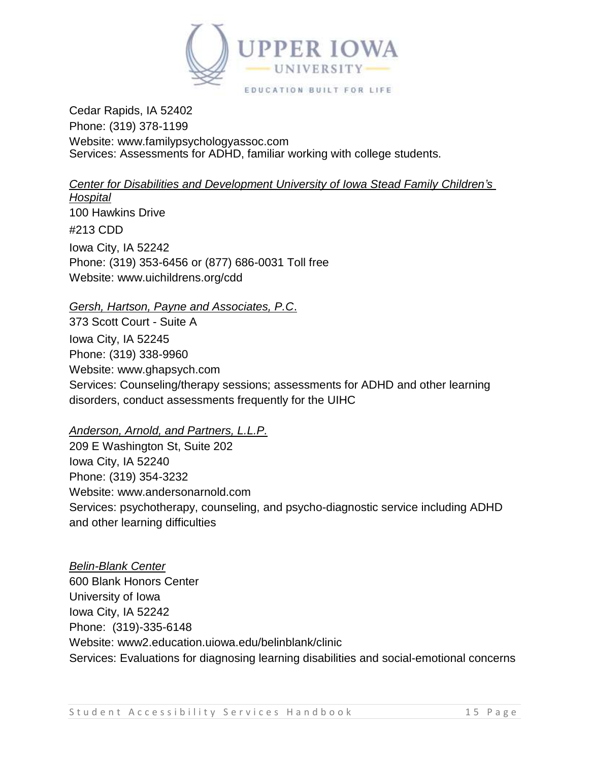Cedar Rapids, IA 52402
Phone: (319) 378-1199
Website: www.familypsychologyassoc.com
Services: Assessments for ADHD, familiar working with college students.

*Center for Disabilities and Development University of Iowa Stead Family Children's Hospital*
100 Hawkins Drive
#213 CDD
Iowa City, IA 52242
Phone: (319) 353-6456 or (877) 686-0031 Toll free
Website: www.uichildrens.org/cdd

*Gersh, Hartson, Payne and Associates, P.C*.
373 Scott Court - Suite A
Iowa City, IA 52245
Phone: (319) 338-9960
Website: www.ghapsych.com
Services: Counseling/therapy sessions; assessments for ADHD and other learning disorders, conduct assessments frequently for the UIHC

*Anderson, Arnold, and Partners, L.L.P.*
209 E Washington St, Suite 202
Iowa City, IA 52240
Phone: (319) 354-3232
Website: www.andersonarnold.com
Services: psychotherapy, counseling, and psycho-diagnostic service including ADHD and other learning difficulties

*Belin-Blank Center*
600 Blank Honors Center
University of Iowa
Iowa City, IA 52242
Phone: (319)-335-6148
Website: www2.education.uiowa.edu/belinblank/clinic
Services: Evaluations for diagnosing learning disabilities and social-emotional concerns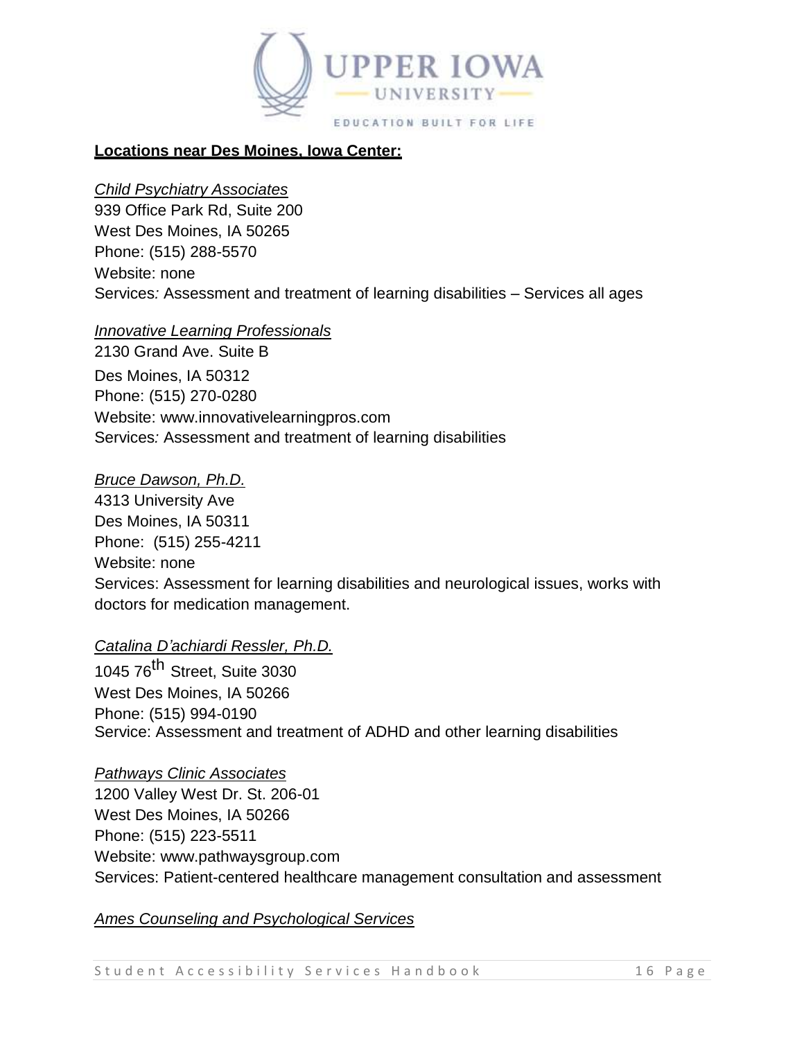**Locations near Des Moines, Iowa Center:**

*Child Psychiatry Associates*
939 Office Park Rd, Suite 200
West Des Moines, IA 50265
Phone: (515) 288-5570
Website: none
Services: Assessment and treatment of learning disabilities – Services all ages

*Innovative Learning Professionals*
2130 Grand Ave. Suite B
Des Moines, IA 50312
Phone: (515) 270-0280
Website: www.innovativelearningpros.com
Services: Assessment and treatment of learning disabilities

*Bruce Dawson, Ph.D.*
4313 University Ave
Des Moines, IA 50311
Phone: (515) 255-4211
Website: none
Services: Assessment for learning disabilities and neurological issues, works with doctors for medication management.

*Catalina D'achiardi Ressler, Ph.D.*
1045 76th Street, Suite 3030
West Des Moines, IA 50266
Phone: (515) 994-0190
Service: Assessment and treatment of ADHD and other learning disabilities

*Pathways Clinic Associates*
1200 Valley West Dr. St. 206-01
West Des Moines, IA 50266
Phone: (515) 223-5511
Website: www.pathwaysgroup.com
Services: Patient-centered healthcare management consultation and assessment

*Ames Counseling and Psychological Services*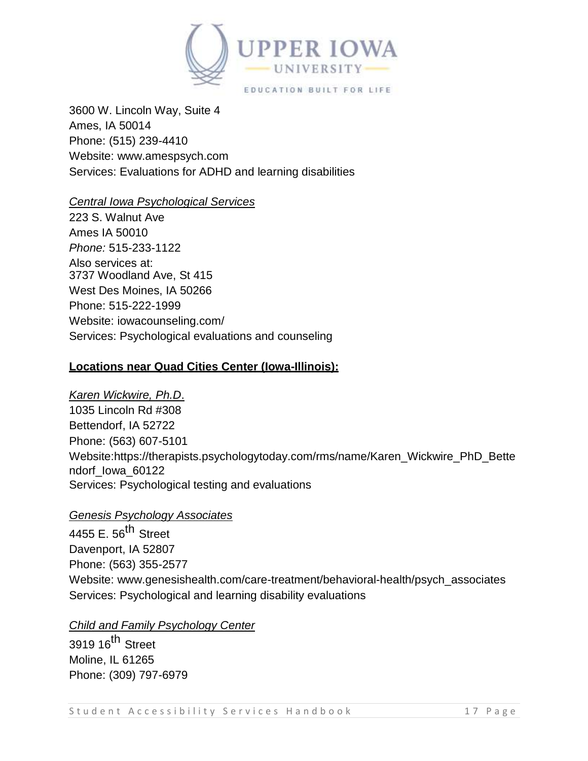3600 W. Lincoln Way, Suite 4
Ames, IA 50014
Phone: (515) 239-4410
Website: www.amespsych.com
Services: Evaluations for ADHD and learning disabilities

*Central Iowa Psychological Services*
223 S. Walnut Ave
Ames IA 50010
*Phone:* 515-233-1122
Also services at:
3737 Woodland Ave, St 415
West Des Moines, IA 50266
Phone: 515-222-1999
Website: iowacounseling.com/
Services: Psychological evaluations and counseling

**Locations near Quad Cities Center (Iowa-Illinois):**

*Karen Wickwire, Ph.D.*
1035 Lincoln Rd #308
Bettendorf, IA 52722
Phone: (563) 607-5101
Website:https://therapists.psychologytoday.com/rms/name/Karen_Wickwire_PhD_Bettendorf_Iowa_60122
Services: Psychological testing and evaluations

*Genesis Psychology Associates*
4455 E. 56th Street
Davenport, IA 52807
Phone: (563) 355-2577
Website: www.genesishealth.com/care-treatment/behavioral-health/psych_associates
Services: Psychological and learning disability evaluations

*Child and Family Psychology Center*
3919 16th Street
Moline, IL 61265
Phone: (309) 797-6979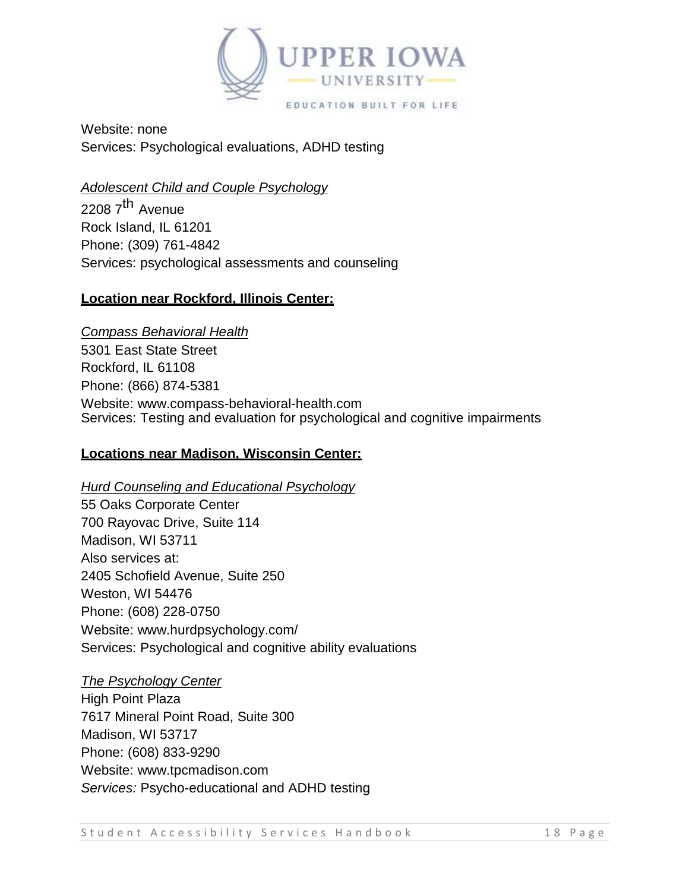Website: none
Services: Psychological evaluations, ADHD testing

*Adolescent Child and Couple Psychology*
2208 7th Avenue
Rock Island, IL 61201
Phone: (309) 761-4842
Services: psychological assessments and counseling

**Location near Rockford, Illinois Center:**

*Compass Behavioral Health*
5301 East State Street
Rockford, IL 61108
Phone: (866) 874-5381
Website: www.compass-behavioral-health.com
Services: Testing and evaluation for psychological and cognitive impairments

**Locations near Madison, Wisconsin Center:**

*Hurd Counseling and Educational Psychology*
55 Oaks Corporate Center
700 Rayovac Drive, Suite 114
Madison, WI 53711
Also services at:
2405 Schofield Avenue, Suite 250
Weston, WI 54476
Phone: (608) 228-0750
Website: www.hurdpsychology.com/
Services: Psychological and cognitive ability evaluations

*The Psychology Center*
High Point Plaza
7617 Mineral Point Road, Suite 300
Madison, WI 53717
Phone: (608) 833-9290
Website: www.tpcmadison.com
*Services:* Psycho-educational and ADHD testing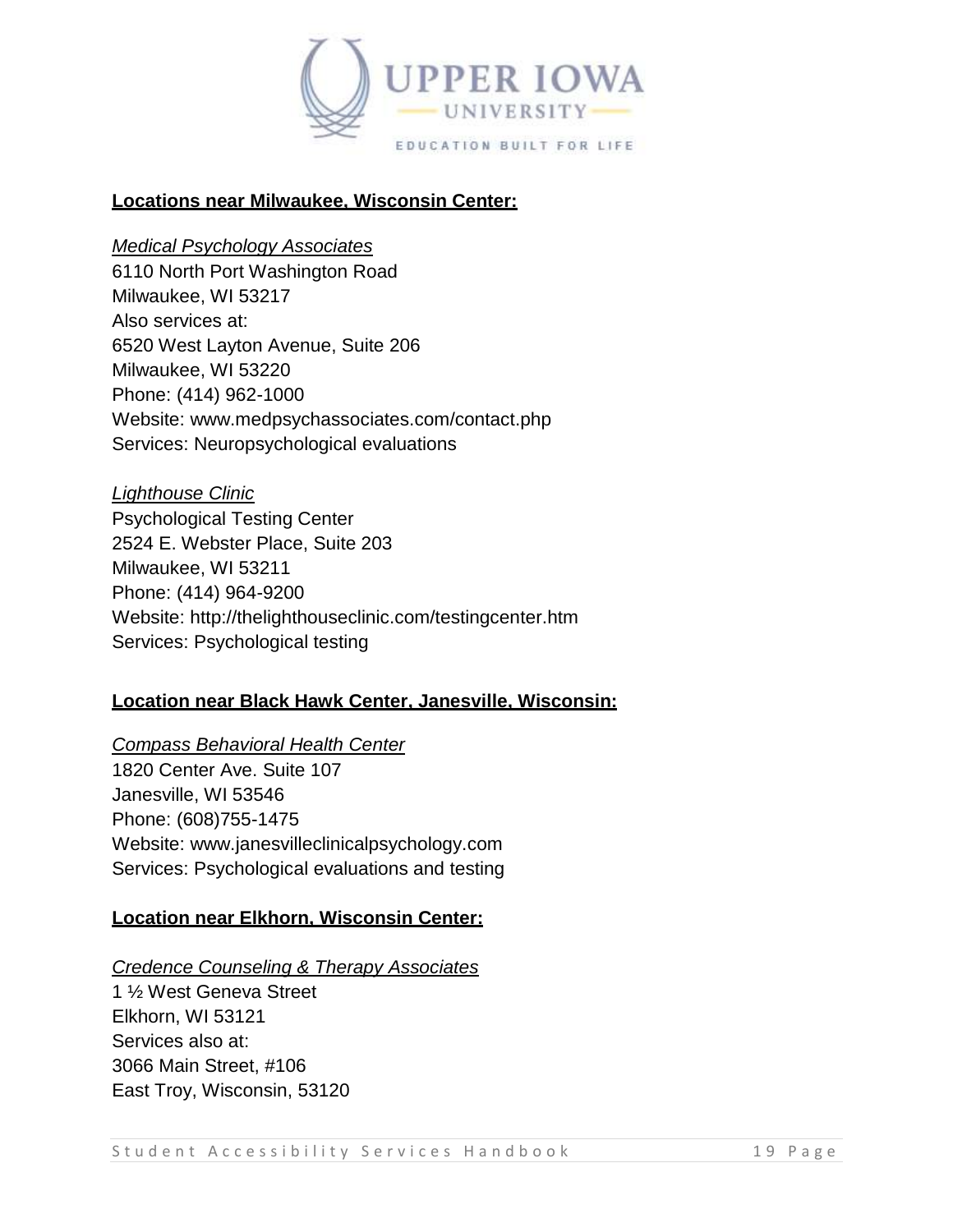**Locations near Milwaukee, Wisconsin Center:**

*Medical Psychology Associates*
6110 North Port Washington Road
Milwaukee, WI 53217
Also services at:
6520 West Layton Avenue, Suite 206
Milwaukee, WI 53220
Phone: (414) 962-1000
Website: www.medpsychassociates.com/contact.php
Services: Neuropsychological evaluations

*Lighthouse Clinic*
Psychological Testing Center
2524 E. Webster Place, Suite 203
Milwaukee, WI 53211
Phone: (414) 964-9200
Website: http://thelighthouseclinic.com/testingcenter.htm
Services: Psychological testing

**Location near Black Hawk Center, Janesville, Wisconsin:**

*Compass Behavioral Health Center*
1820 Center Ave. Suite 107
Janesville, WI 53546
Phone: (608)755-1475
Website: www.janesvilleclinicalpsychology.com
Services: Psychological evaluations and testing

**Location near Elkhorn, Wisconsin Center:**

*Credence Counseling & Therapy Associates*
1 ½ West Geneva Street
Elkhorn, WI 53121
Services also at:
3066 Main Street, #106
East Troy, Wisconsin, 53120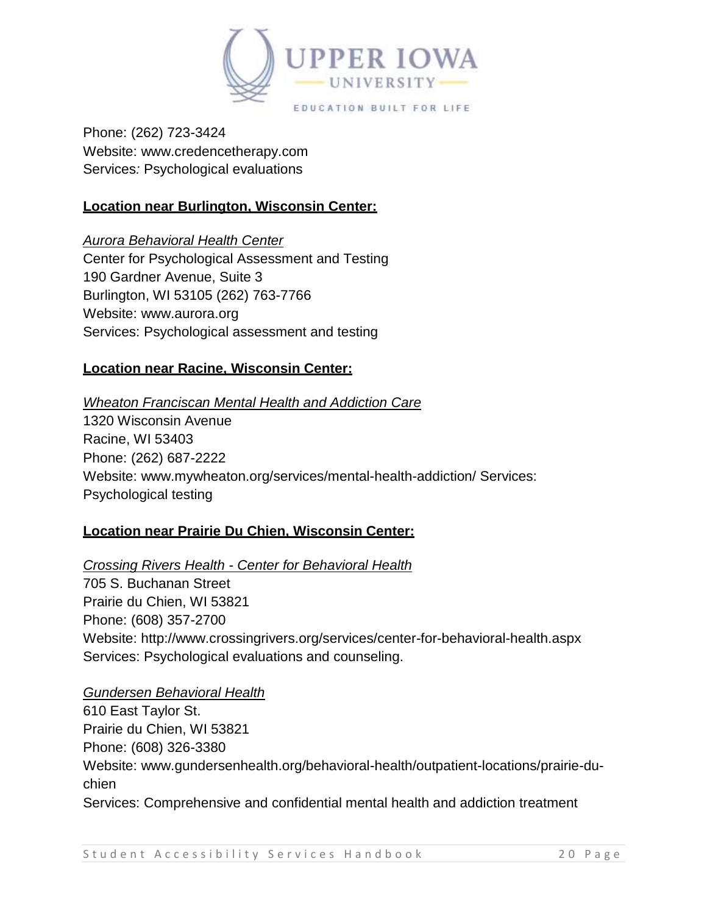Phone: (262) 723-3424
Website: www.credencetherapy.com
Services*:* Psychological evaluations

**Location near Burlington, Wisconsin Center:**

*Aurora Behavioral Health Center*
Center for Psychological Assessment and Testing
190 Gardner Avenue, Suite 3
Burlington, WI 53105 (262) 763-7766
Website: www.aurora.org
Services: Psychological assessment and testing

**Location near Racine, Wisconsin Center:**

*Wheaton Franciscan Mental Health and Addiction Care*
1320 Wisconsin Avenue
Racine, WI 53403
Phone: (262) 687-2222
Website: www.mywheaton.org/services/mental-health-addiction/ Services:
Psychological testing

**Location near Prairie Du Chien, Wisconsin Center:**

*Crossing Rivers Health - Center for Behavioral Health*
705 S. Buchanan Street
Prairie du Chien, WI 53821
Phone: (608) 357-2700
Website: http://www.crossingrivers.org/services/center-for-behavioral-health.aspx
Services: Psychological evaluations and counseling.

*Gundersen Behavioral Health*
610 East Taylor St.
Prairie du Chien, WI 53821
Phone: (608) 326-3380
Website: www.gundersenhealth.org/behavioral-health/outpatient-locations/prairie-du-chien
Services: Comprehensive and confidential mental health and addiction treatment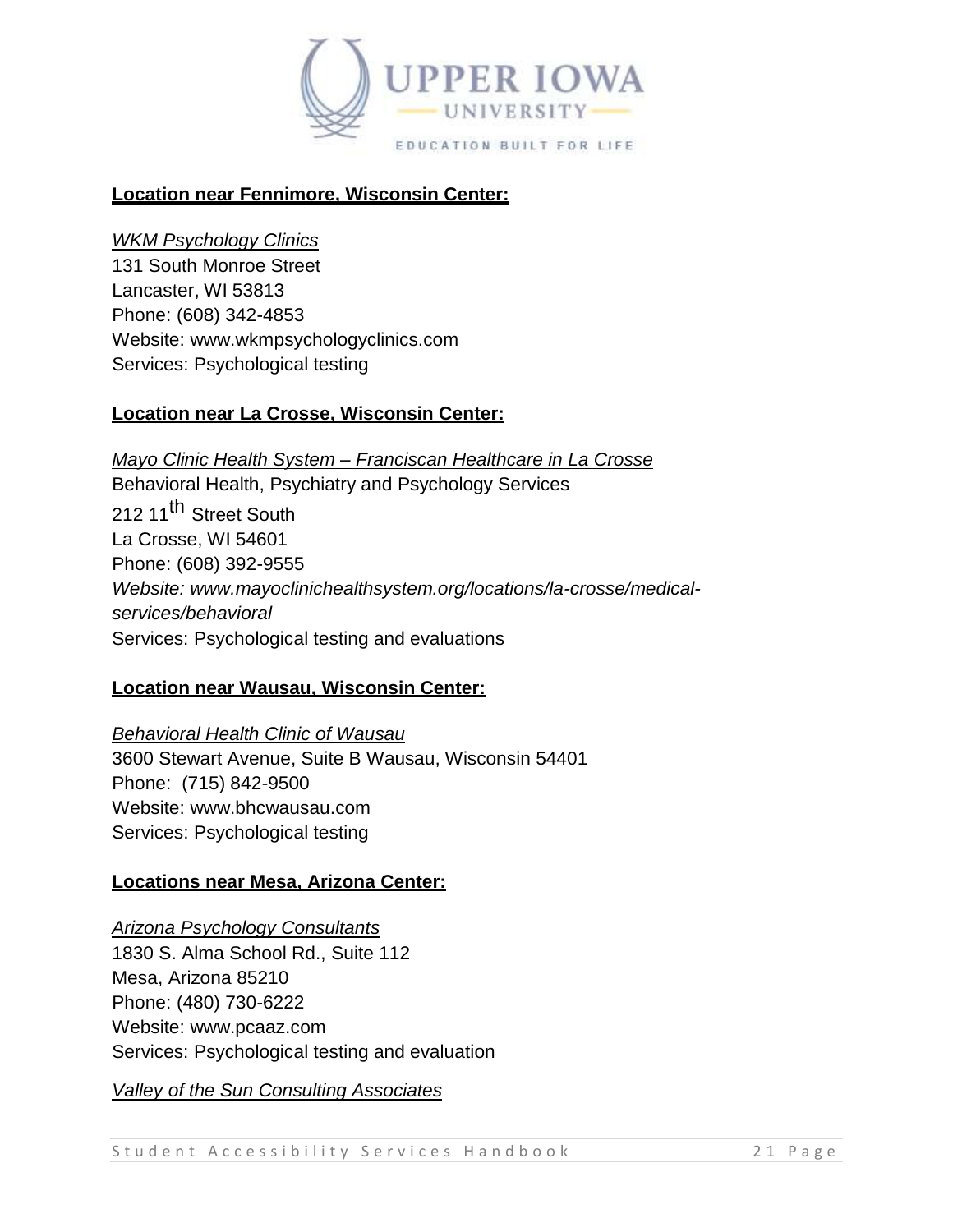**Location near Fennimore, Wisconsin Center:**

*WKM Psychology Clinics*
131 South Monroe Street
Lancaster, WI 53813
Phone: (608) 342-4853
Website: www.wkmpsychologyclinics.com
Services: Psychological testing

**Location near La Crosse, Wisconsin Center:**

*Mayo Clinic Health System – Franciscan Healthcare in La Crosse*
Behavioral Health, Psychiatry and Psychology Services
212 11th Street South
La Crosse, WI 54601
Phone: (608) 392-9555
*Website: www.mayoclinichealthsystem.org/locations/la-crosse/medical-services/behavioral*
Services: Psychological testing and evaluations

**Location near Wausau, Wisconsin Center:**

*Behavioral Health Clinic of Wausau*
3600 Stewart Avenue, Suite B Wausau, Wisconsin 54401
Phone: (715) 842-9500
Website: www.bhcwausau.com
Services: Psychological testing

**Locations near Mesa, Arizona Center:**

*Arizona Psychology Consultants*
1830 S. Alma School Rd., Suite 112
Mesa, Arizona 85210
Phone: (480) 730-6222
Website: www.pcaaz.com
Services: Psychological testing and evaluation

*Valley of the Sun Consulting Associates*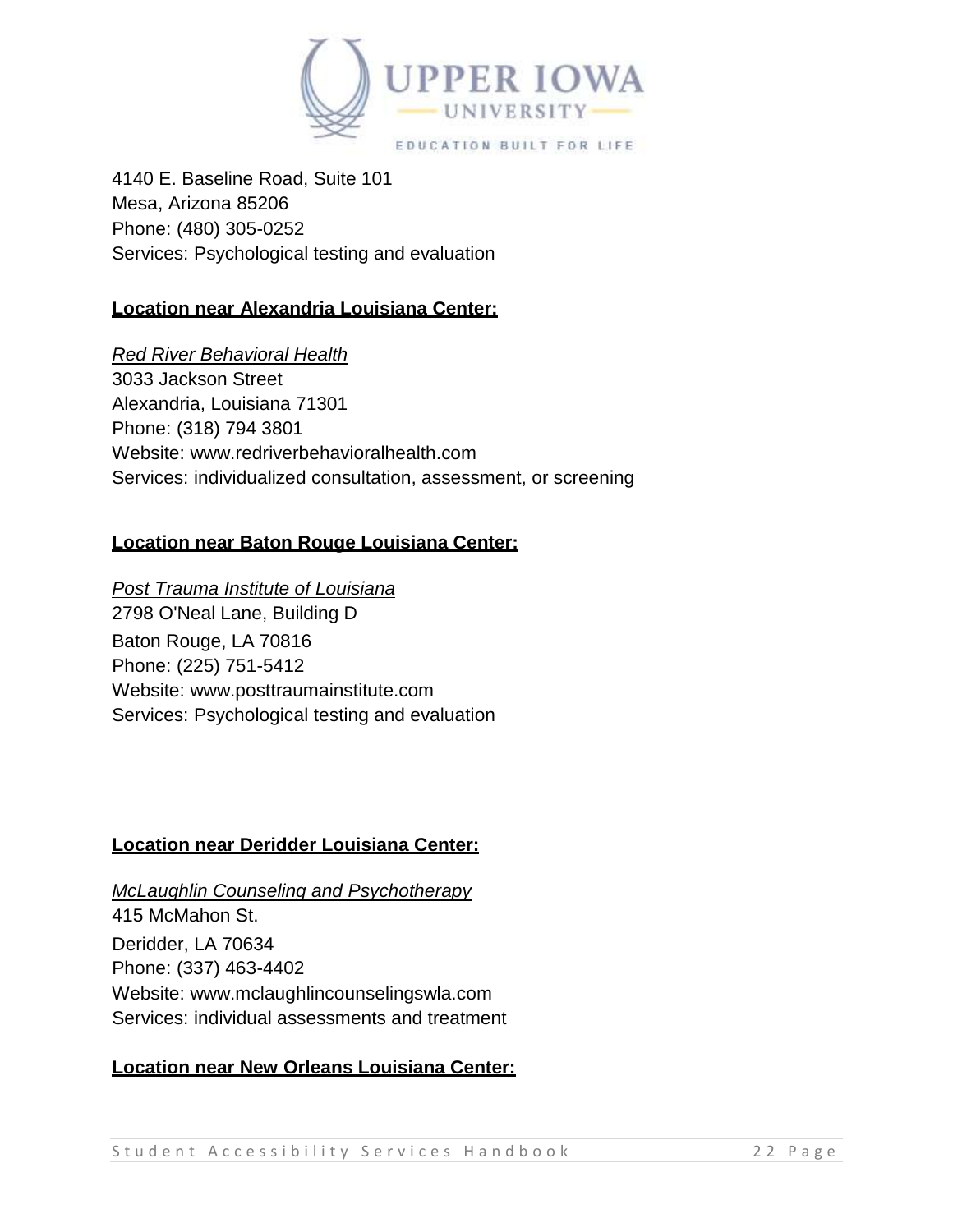4140 E. Baseline Road, Suite 101
Mesa, Arizona 85206
Phone: (480) 305-0252
Services: Psychological testing and evaluation

**Location near Alexandria Louisiana Center:**

*Red River Behavioral Health*
3033 Jackson Street
Alexandria, Louisiana 71301
Phone: (318) 794 3801
Website: www.redriverbehavioralhealth.com
Services: individualized consultation, assessment, or screening

**Location near Baton Rouge Louisiana Center:**

*Post Trauma Institute of Louisiana*
2798 O'Neal Lane, Building D
Baton Rouge, LA 70816
Phone: (225) 751-5412
Website: www.posttraumainstitute.com
Services: Psychological testing and evaluation

**Location near Deridder Louisiana Center:**

*McLaughlin Counseling and Psychotherapy*
415 McMahon St.
Deridder, LA 70634
Phone: (337) 463-4402
Website: www.mclaughlincounselingswla.com
Services: individual assessments and treatment

**Location near New Orleans Louisiana Center:**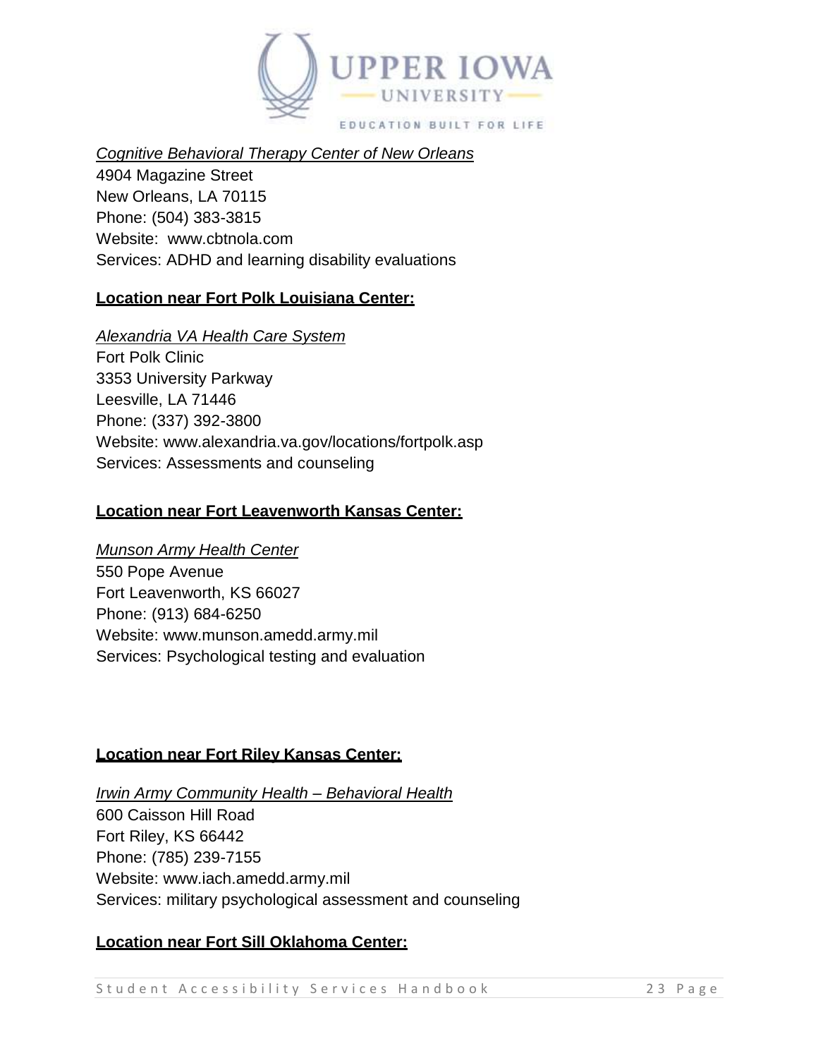*Cognitive Behavioral Therapy Center of New Orleans*
4904 Magazine Street
New Orleans, LA 70115
Phone: (504) 383-3815
Website: www.cbtnola.com
Services: ADHD and learning disability evaluations

**Location near Fort Polk Louisiana Center:**

*Alexandria VA Health Care System*
Fort Polk Clinic
3353 University Parkway
Leesville, LA 71446
Phone: (337) 392-3800
Website: www.alexandria.va.gov/locations/fortpolk.asp
Services: Assessments and counseling

**Location near Fort Leavenworth Kansas Center:**

*Munson Army Health Center*
550 Pope Avenue
Fort Leavenworth, KS 66027
Phone: (913) 684-6250
Website: www.munson.amedd.army.mil
Services: Psychological testing and evaluation

**Location near Fort Riley Kansas Center:**

*Irwin Army Community Health – Behavioral Health*
600 Caisson Hill Road
Fort Riley, KS 66442
Phone: (785) 239-7155
Website: www.iach.amedd.army.mil
Services: military psychological assessment and counseling

**Location near Fort Sill Oklahoma Center:**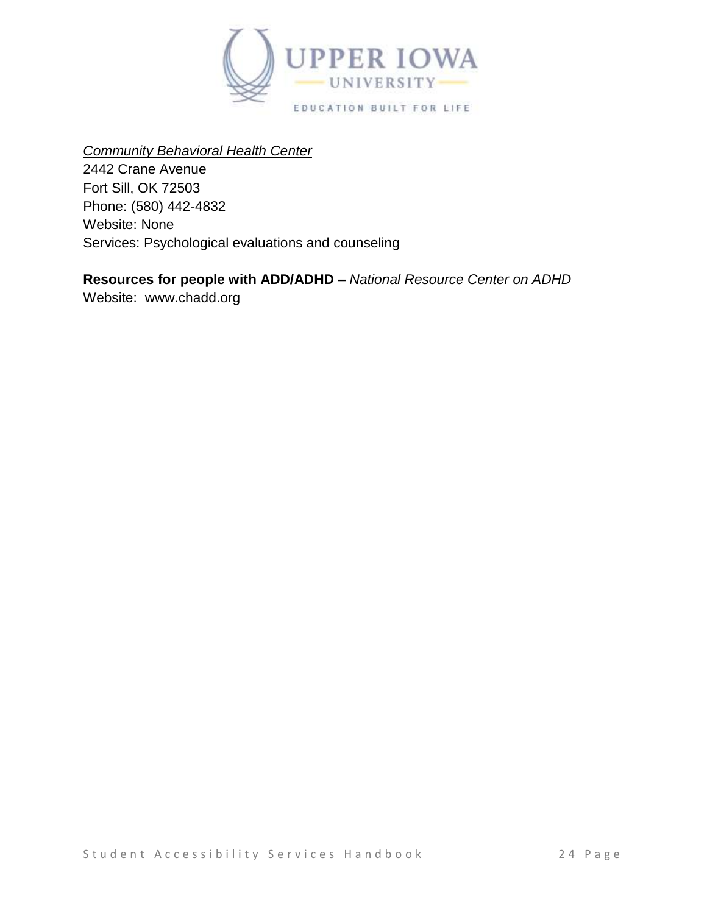*Community Behavioral Health Center*
2442 Crane Avenue
Fort Sill, OK 72503
Phone: (580) 442-4832
Website: None
Services: Psychological evaluations and counseling

**Resources for people with ADD/ADHD –** *National Resource Center on ADHD*
Website: www.chadd.org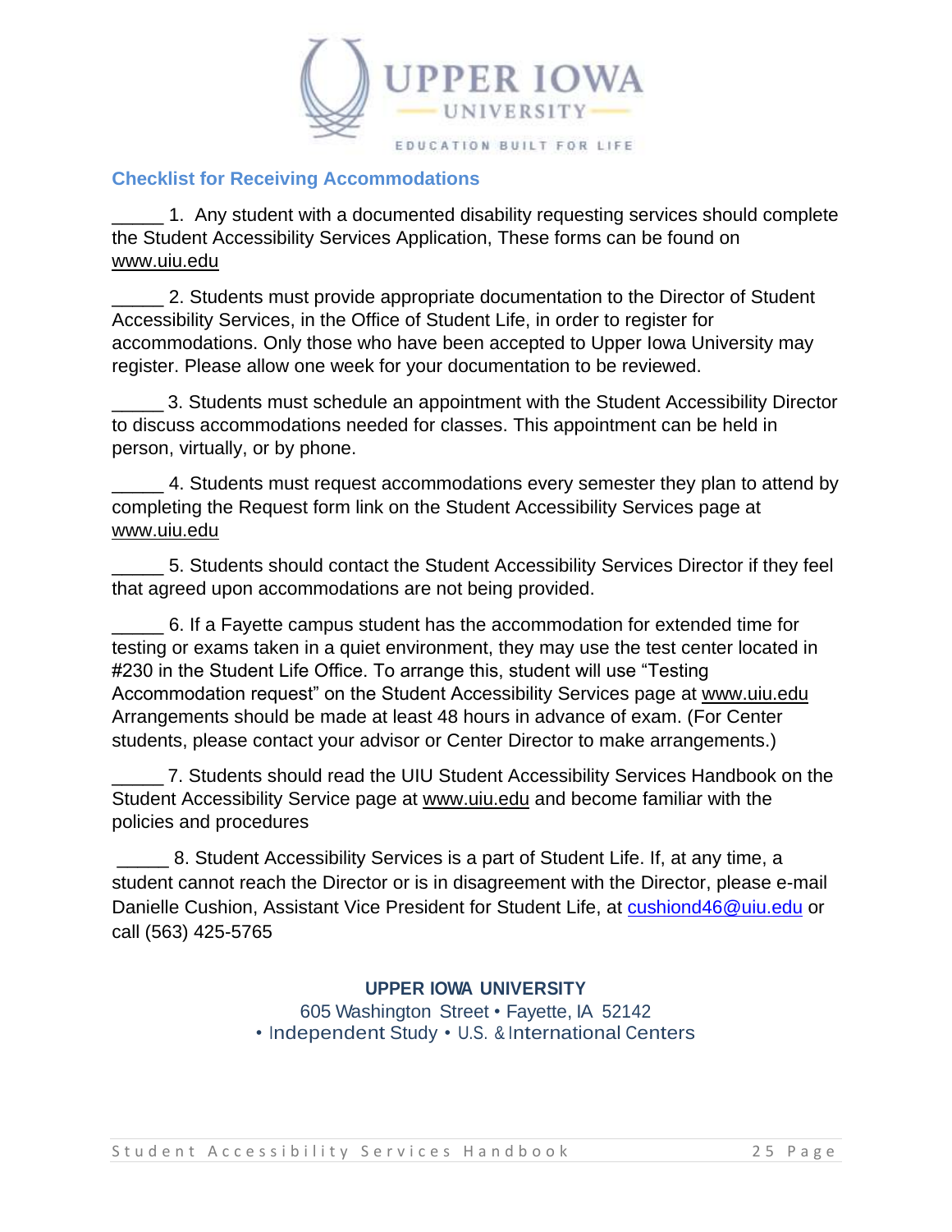UPPER IOWA UNIVERSITY

EDUCATION BUILT FOR LIFE

## Checklist for Receiving Accommodations

_____ 1. Any student with a documented disability requesting services should complete the Student Accessibility Services Application, These forms can be found on www.uiu.edu

_____ 2. Students must provide appropriate documentation to the Director of Student Accessibility Services, in the Office of Student Life, in order to register for accommodations. Only those who have been accepted to Upper Iowa University may register. Please allow one week for your documentation to be reviewed.

_____ 3. Students must schedule an appointment with the Student Accessibility Director to discuss accommodations needed for classes. This appointment can be held in person, virtually, or by phone.

_____ 4. Students must request accommodations every semester they plan to attend by completing the Request form link on the Student Accessibility Services page at www.uiu.edu

_____ 5. Students should contact the Student Accessibility Services Director if they feel that agreed upon accommodations are not being provided.

_____ 6. If a Fayette campus student has the accommodation for extended time for testing or exams taken in a quiet environment, they may use the test center located in #230 in the Student Life Office. To arrange this, student will use "Testing Accommodation request" on the Student Accessibility Services page at www.uiu.edu Arrangements should be made at least 48 hours in advance of exam. (For Center students, please contact your advisor or Center Director to make arrangements.)

_____ 7. Students should read the UIU Student Accessibility Services Handbook on the Student Accessibility Service page at www.uiu.edu and become familiar with the policies and procedures

_____ 8. Student Accessibility Services is a part of Student Life. If, at any time, a student cannot reach the Director or is in disagreement with the Director, please e-mail Danielle Cushion, Assistant Vice President for Student Life, at cushiond46@uiu.edu or call (563) 425-5765

**UPPER IOWA UNIVERSITY**
605 Washington Street • Fayette, IA 52142
• Independent Study • U.S. & International Centers